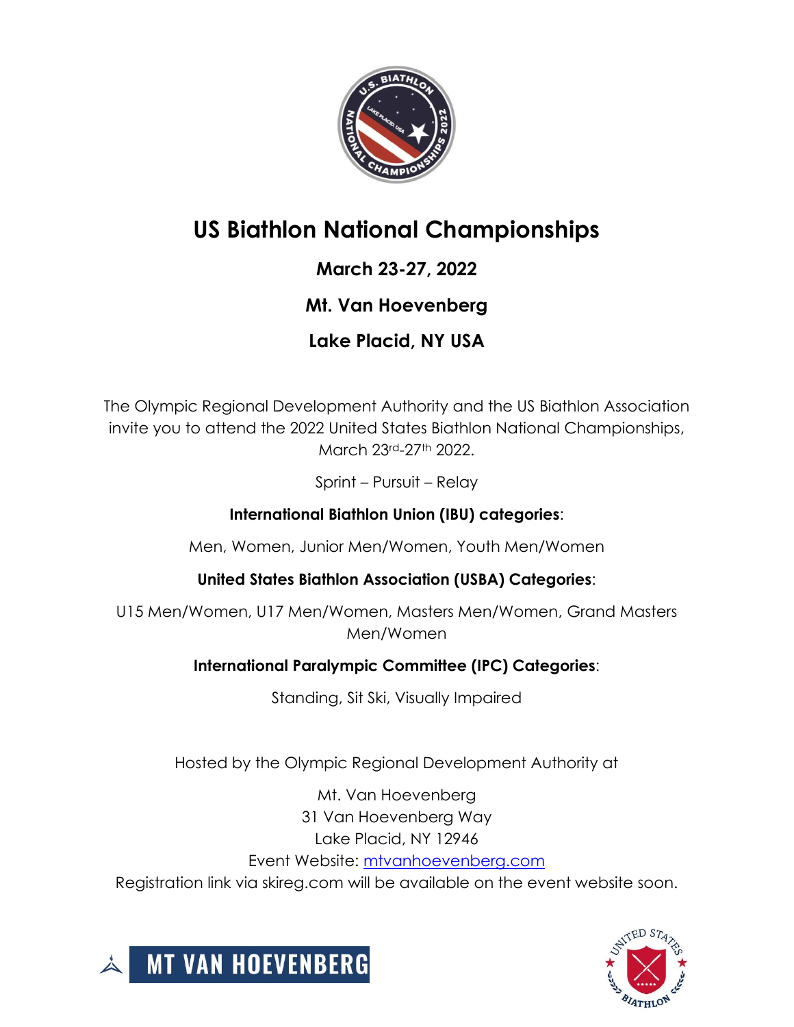# US Biathlon National Championships

## March 23-27, 2022

## Mt. Van Hoevenberg

## Lake Placid, NY USA

The Olympic Regional Development Authority and the US Biathlon Association invite you to attend the 2022 United States Biathlon National Championships, March 23rd-27th 2022.

Sprint – Pursuit – Relay

**International Biathlon Union (IBU) categories**:

Men, Women, Junior Men/Women, Youth Men/Women

**United States Biathlon Association (USBA) Categories**:

U15 Men/Women, U17 Men/Women, Masters Men/Women, Grand Masters Men/Women

**International Paralympic Committee (IPC) Categories**:

Standing, Sit Ski, Visually Impaired

Hosted by the Olympic Regional Development Authority at

Mt. Van Hoevenberg
31 Van Hoevenberg Way
Lake Placid, NY 12946
Event Website: [mtvanhoevenberg.com](mtvanhoevenberg.com)
Registration link via skireg.com will be available on the event website soon.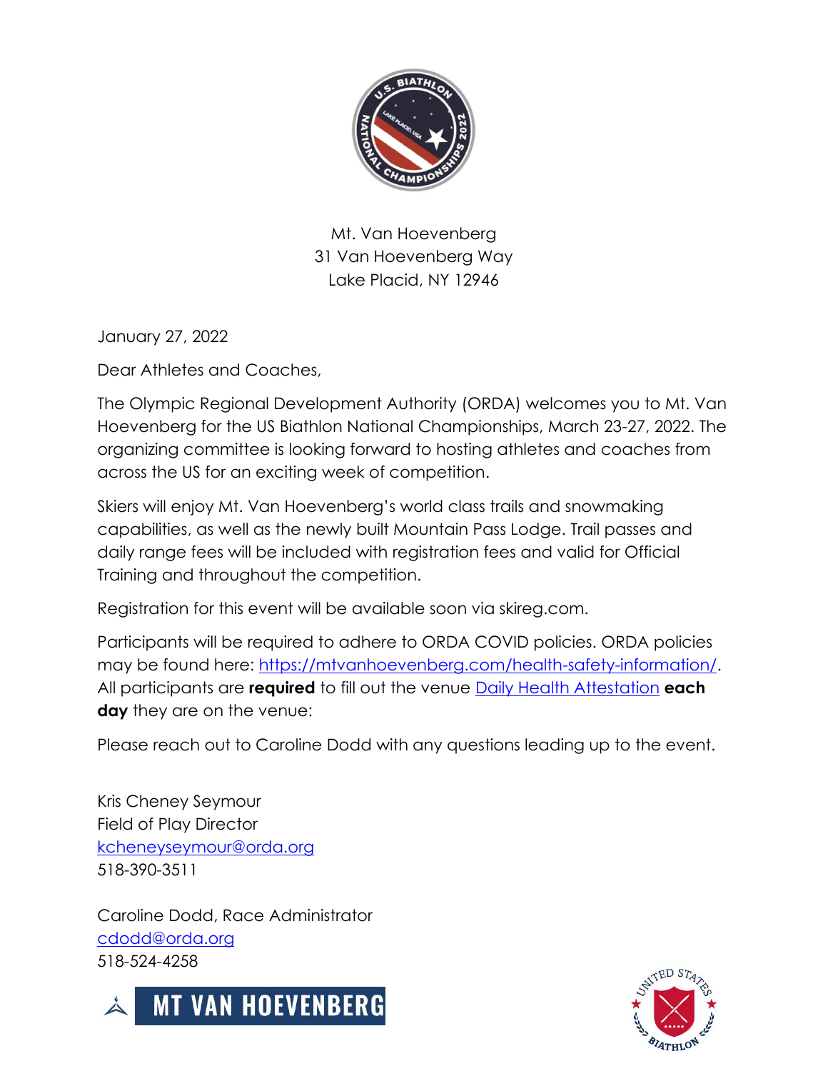Mt. Van Hoevenberg
31 Van Hoevenberg Way
Lake Placid, NY 12946

January 27, 2022

Dear Athletes and Coaches,

The Olympic Regional Development Authority (ORDA) welcomes you to Mt. Van Hoevenberg for the US Biathlon National Championships, March 23-27, 2022. The organizing committee is looking forward to hosting athletes and coaches from across the US for an exciting week of competition.

Skiers will enjoy Mt. Van Hoevenberg's world class trails and snowmaking capabilities, as well as the newly built Mountain Pass Lodge. Trail passes and daily range fees will be included with registration fees and valid for Official Training and throughout the competition.

Registration for this event will be available soon via skireg.com.

Participants will be required to adhere to ORDA COVID policies. ORDA policies may be found here: https://mtvanhoevenberg.com/health-safety-information/. All participants are **required** to fill out the venue Daily Health Attestation **each day** they are on the venue:

Please reach out to Caroline Dodd with any questions leading up to the event.

Kris Cheney Seymour
Field of Play Director
kcheneyseymour@orda.org
518-390-3511

Caroline Dodd, Race Administrator
cdodd@orda.org
518-524-4258

MT VAN HOEVENBERG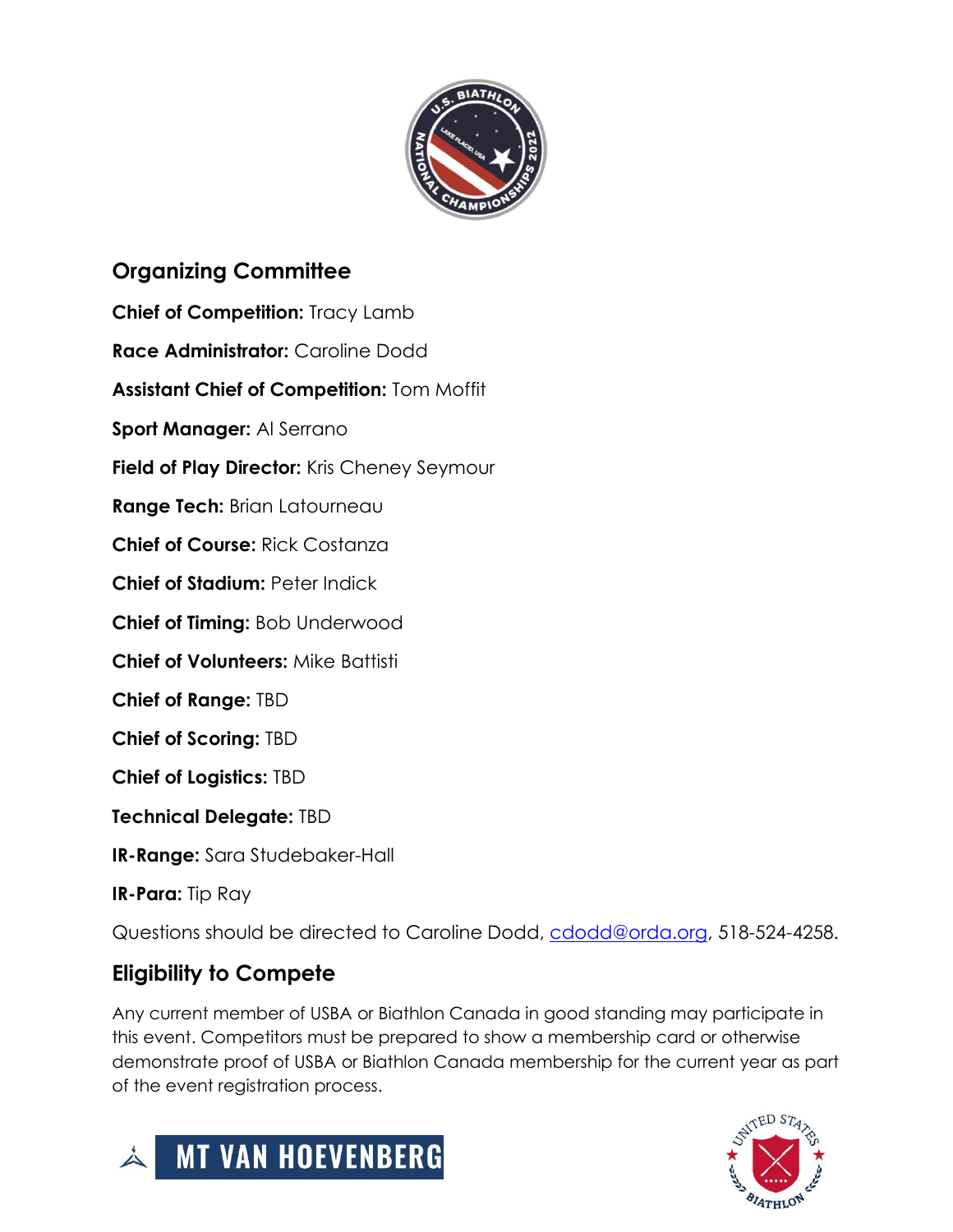## Organizing Committee

**Chief of Competition:** Tracy Lamb

**Race Administrator:** Caroline Dodd

**Assistant Chief of Competition:** Tom Moffit

**Sport Manager:** Al Serrano

**Field of Play Director:** Kris Cheney Seymour

**Range Tech:** Brian Latourneau

**Chief of Course:** Rick Costanza

**Chief of Stadium:** Peter Indick

**Chief of Timing:** Bob Underwood

**Chief of Volunteers:** Mike Battisti

**Chief of Range:** TBD

**Chief of Scoring:** TBD

**Chief of Logistics:** TBD

**Technical Delegate:** TBD

**IR-Range:** Sara Studebaker-Hall

**IR-Para:** Tip Ray

Questions should be directed to Caroline Dodd, cdodd@orda.org, 518-524-4258.

## Eligibility to Compete

Any current member of USBA or Biathlon Canada in good standing may participate in this event. Competitors must be prepared to show a membership card or otherwise demonstrate proof of USBA or Biathlon Canada membership for the current year as part of the event registration process.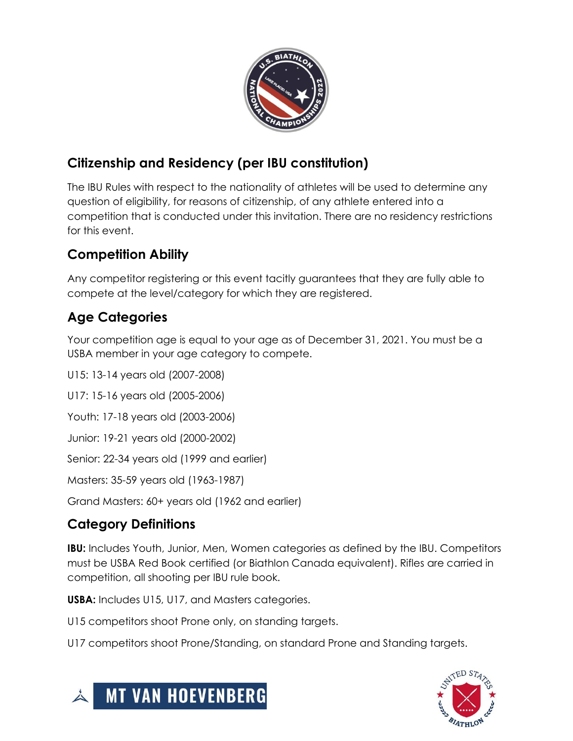## Citizenship and Residency (per IBU constitution)

The IBU Rules with respect to the nationality of athletes will be used to determine any question of eligibility, for reasons of citizenship, of any athlete entered into a competition that is conducted under this invitation. There are no residency restrictions for this event.

## Competition Ability

Any competitor registering or this event tacitly guarantees that they are fully able to compete at the level/category for which they are registered.

## Age Categories

Your competition age is equal to your age as of December 31, 2021. You must be a USBA member in your age category to compete.

U15: 13-14 years old (2007-2008)

U17: 15-16 years old (2005-2006)

Youth: 17-18 years old (2003-2006)

Junior: 19-21 years old (2000-2002)

Senior: 22-34 years old (1999 and earlier)

Masters: 35-59 years old (1963-1987)

Grand Masters: 60+ years old (1962 and earlier)

## Category Definitions

**IBU:** Includes Youth, Junior, Men, Women categories as defined by the IBU. Competitors must be USBA Red Book certified (or Biathlon Canada equivalent). Rifles are carried in competition, all shooting per IBU rule book.

**USBA:** Includes U15, U17, and Masters categories.

U15 competitors shoot Prone only, on standing targets.

U17 competitors shoot Prone/Standing, on standard Prone and Standing targets.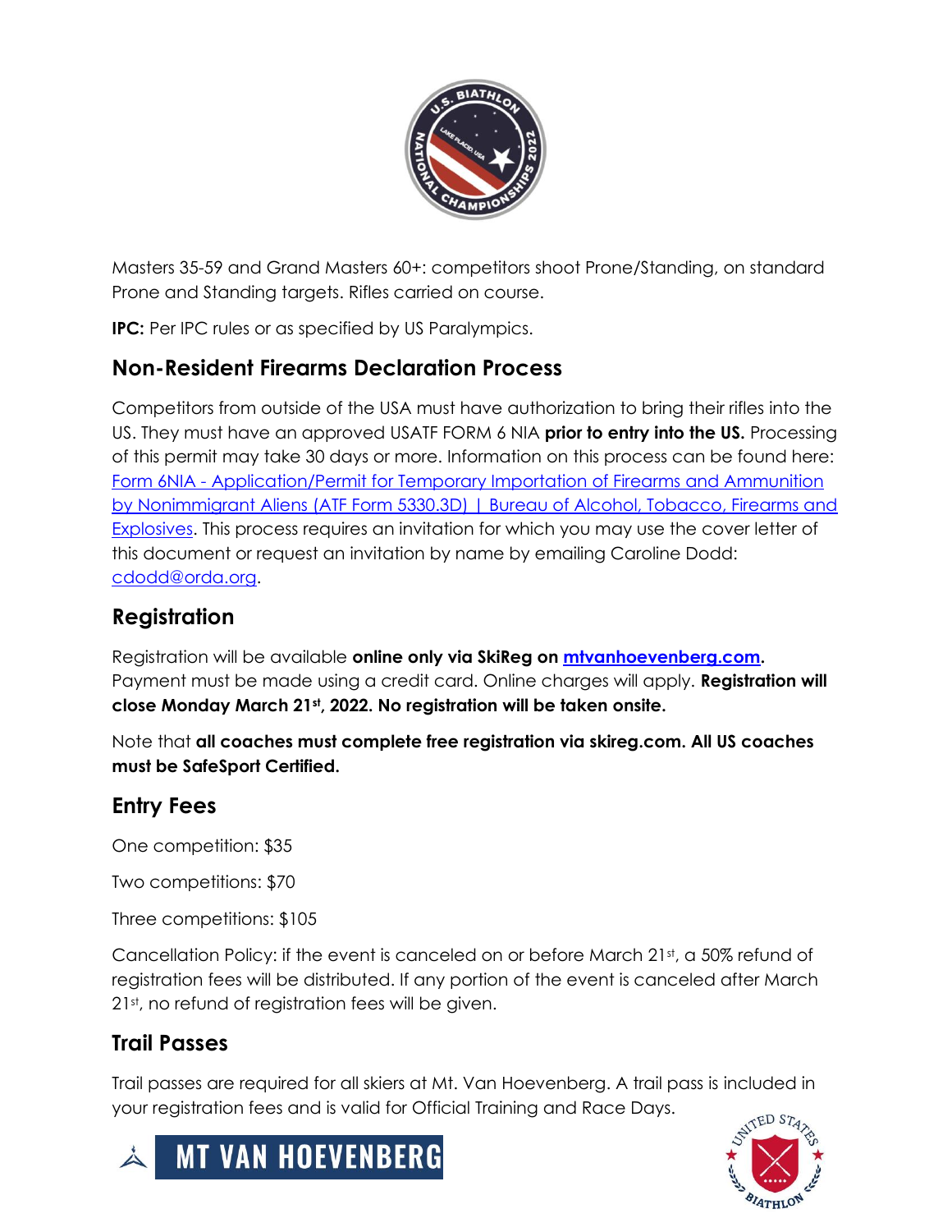Masters 35-59 and Grand Masters 60+: competitors shoot Prone/Standing, on standard Prone and Standing targets. Rifles carried on course.

**IPC:** Per IPC rules or as specified by US Paralympics.

## Non-Resident Firearms Declaration Process

Competitors from outside of the USA must have authorization to bring their rifles into the US. They must have an approved USATF FORM 6 NIA **prior to entry into the US.** Processing of this permit may take 30 days or more. Information on this process can be found here: [Form 6NIA - Application/Permit for Temporary Importation of Firearms and Ammunition by Nonimmigrant Aliens (ATF Form 5330.3D) | Bureau of Alcohol, Tobacco, Firearms and Explosives](). This process requires an invitation for which you may use the cover letter of this document or request an invitation by name by emailing Caroline Dodd: [cdodd@orda.org]().

## Registration

Registration will be available **online only via SkiReg on [mtvanhoevenberg.com]().** Payment must be made using a credit card. Online charges will apply. **Registration will close Monday March 21st, 2022. No registration will be taken onsite.**

Note that **all coaches must complete free registration via skireg.com. All US coaches must be SafeSport Certified.**

## Entry Fees

One competition: $35

Two competitions: $70

Three competitions: $105

Cancellation Policy: if the event is canceled on or before March 21st, a 50% refund of registration fees will be distributed. If any portion of the event is canceled after March 21st, no refund of registration fees will be given.

## Trail Passes

Trail passes are required for all skiers at Mt. Van Hoevenberg. A trail pass is included in your registration fees and is valid for Official Training and Race Days.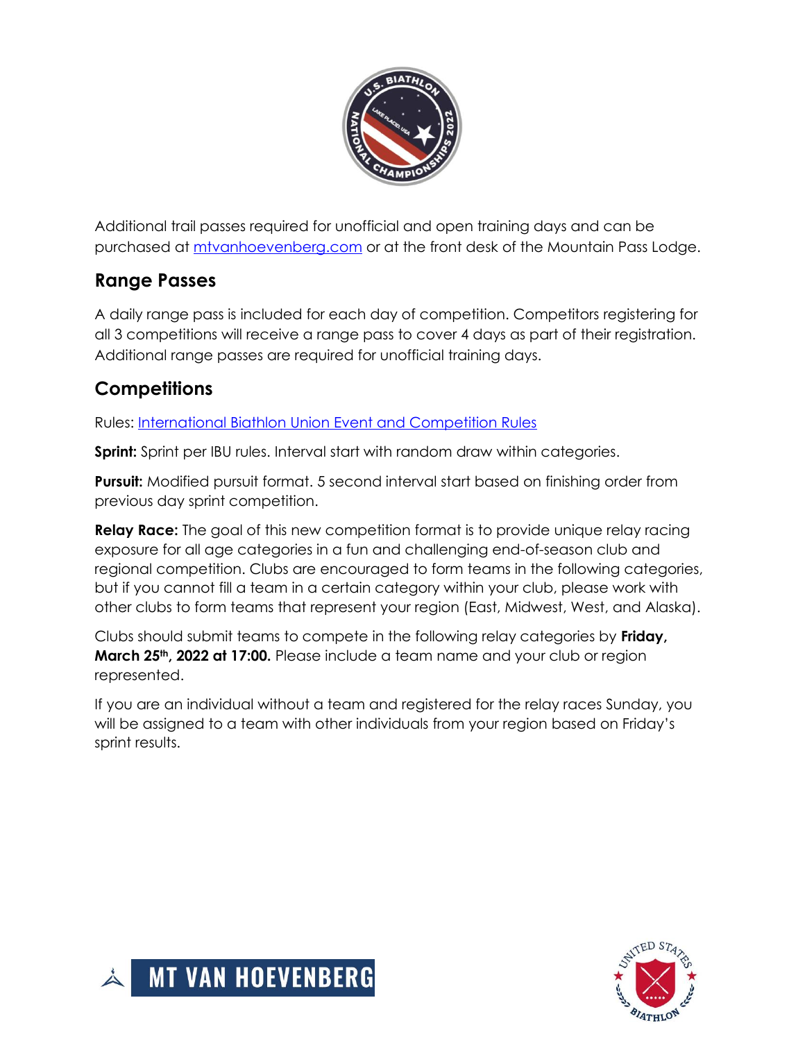Additional trail passes required for unofficial and open training days and can be purchased at [mtvanhoevenberg.com](mtvanhoevenberg.com) or at the front desk of the Mountain Pass Lodge.

## Range Passes

A daily range pass is included for each day of competition. Competitors registering for all 3 competitions will receive a range pass to cover 4 days as part of their registration. Additional range passes are required for unofficial training days.

## Competitions

Rules: International Biathlon Union Event and Competition Rules

**Sprint:** Sprint per IBU rules. Interval start with random draw within categories.

**Pursuit:** Modified pursuit format. 5 second interval start based on finishing order from previous day sprint competition.

**Relay Race:** The goal of this new competition format is to provide unique relay racing exposure for all age categories in a fun and challenging end-of-season club and regional competition. Clubs are encouraged to form teams in the following categories, but if you cannot fill a team in a certain category within your club, please work with other clubs to form teams that represent your region (East, Midwest, West, and Alaska).

Clubs should submit teams to compete in the following relay categories by **Friday, March 25th, 2022 at 17:00.** Please include a team name and your club or region represented.

If you are an individual without a team and registered for the relay races Sunday, you will be assigned to a team with other individuals from your region based on Friday's sprint results.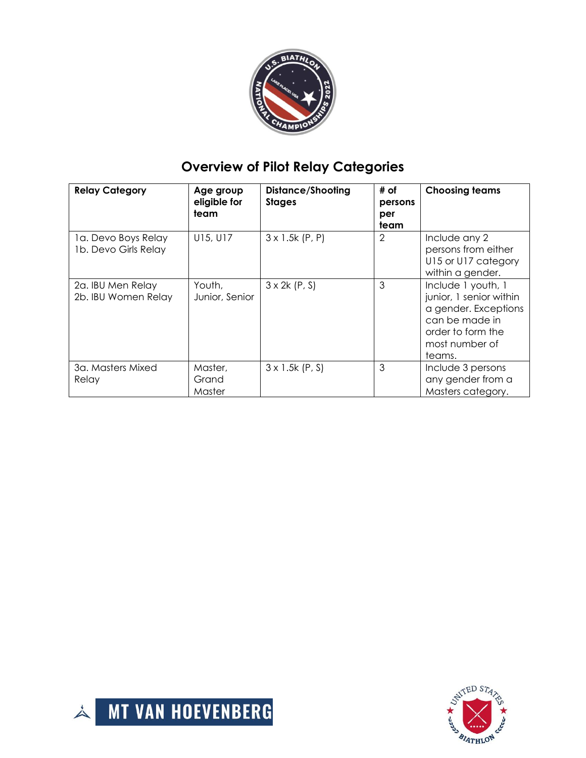# Overview of Pilot Relay Categories

| Relay Category | Age group eligible for team | Distance/Shooting Stages | # of persons per team | Choosing teams |
|---|---|---|---|---|
| 1a. Devo Boys Relay<br>1b. Devo Girls Relay | U15, U17 | 3 x 1.5k (P, P) | 2 | Include any 2 persons from either U15 or U17 category within a gender. |
| 2a. IBU Men Relay<br>2b. IBU Women Relay | Youth, Junior, Senior | 3 x 2k (P, S) | 3 | Include 1 youth, 1 junior, 1 senior within a gender. Exceptions can be made in order to form the most number of teams. |
| 3a. Masters Mixed Relay | Master, Grand Master | 3 x 1.5k (P, S) | 3 | Include 3 persons any gender from a Masters category. |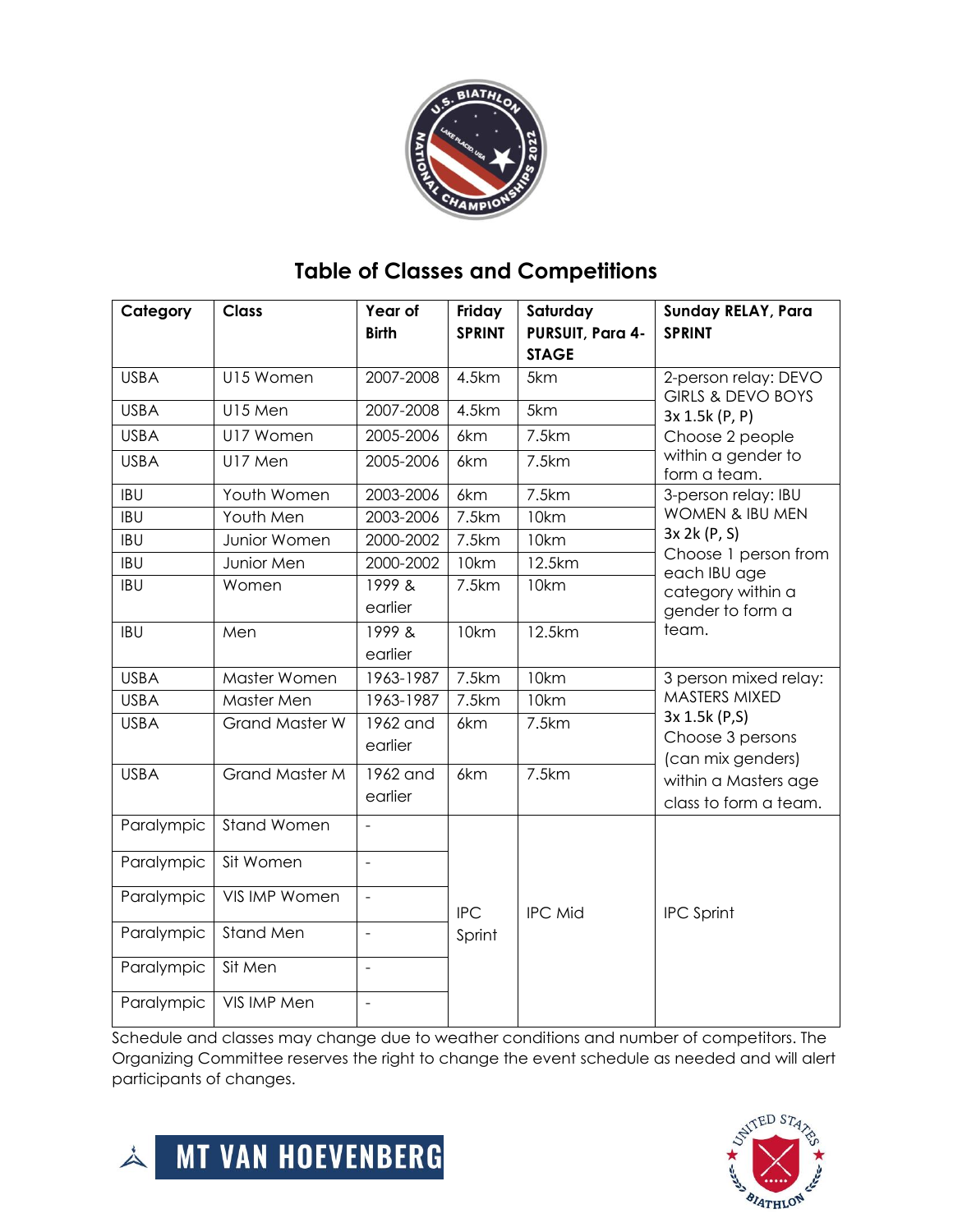## Table of Classes and Competitions

| Category | Class | Year of Birth | Friday SPRINT | Saturday PURSUIT, Para 4-STAGE | Sunday RELAY, Para SPRINT |
|---|---|---|---|---|---|
| USBA | U15 Women | 2007-2008 | 4.5km | 5km | 2-person relay: DEVO GIRLS & DEVO BOYS 3x 1.5k (P, P) Choose 2 people within a gender to form a team. |
| USBA | U15 Men | 2007-2008 | 4.5km | 5km | |
| USBA | U17 Women | 2005-2006 | 6km | 7.5km | |
| USBA | U17 Men | 2005-2006 | 6km | 7.5km | |
| IBU | Youth Women | 2003-2006 | 6km | 7.5km | 3-person relay: IBU WOMEN & IBU MEN 3x 2k (P, S) Choose 1 person from each IBU age category within a gender to form a team. |
| IBU | Youth Men | 2003-2006 | 7.5km | 10km | |
| IBU | Junior Women | 2000-2002 | 7.5km | 10km | |
| IBU | Junior Men | 2000-2002 | 10km | 12.5km | |
| IBU | Women | 1999 & earlier | 7.5km | 10km | |
| IBU | Men | 1999 & earlier | 10km | 12.5km | |
| USBA | Master Women | 1963-1987 | 7.5km | 10km | 3 person mixed relay: MASTERS MIXED 3x 1.5k (P,S) Choose 3 persons (can mix genders) within a Masters age class to form a team. |
| USBA | Master Men | 1963-1987 | 7.5km | 10km | |
| USBA | Grand Master W | 1962 and earlier | 6km | 7.5km | |
| USBA | Grand Master M | 1962 and earlier | 6km | 7.5km | |
| Paralympic | Stand Women | - | IPC Sprint | IPC Mid | IPC Sprint |
| Paralympic | Sit Women | - | | | |
| Paralympic | VIS IMP Women | - | | | |
| Paralympic | Stand Men | - | | | |
| Paralympic | Sit Men | - | | | |
| Paralympic | VIS IMP Men | - | | | |

Schedule and classes may change due to weather conditions and number of competitors. The Organizing Committee reserves the right to change the event schedule as needed and will alert participants of changes.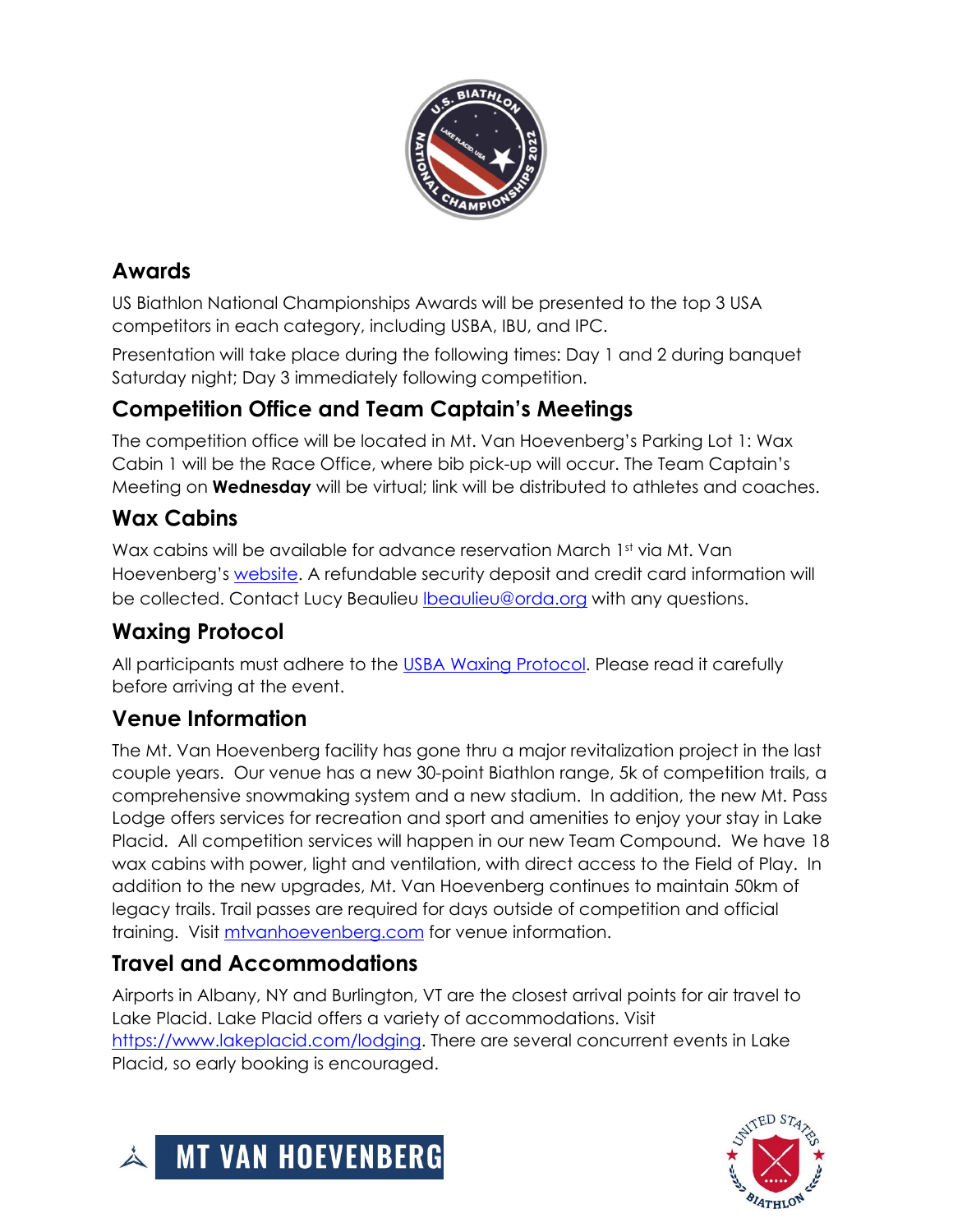## Awards

US Biathlon National Championships Awards will be presented to the top 3 USA competitors in each category, including USBA, IBU, and IPC.

Presentation will take place during the following times: Day 1 and 2 during banquet Saturday night; Day 3 immediately following competition.

## Competition Office and Team Captain's Meetings

The competition office will be located in Mt. Van Hoevenberg's Parking Lot 1: Wax Cabin 1 will be the Race Office, where bib pick-up will occur. The Team Captain's Meeting on **Wednesday** will be virtual; link will be distributed to athletes and coaches.

## Wax Cabins

Wax cabins will be available for advance reservation March 1st via Mt. Van Hoevenberg's website. A refundable security deposit and credit card information will be collected. Contact Lucy Beaulieu lbeaulieu@orda.org with any questions.

## Waxing Protocol

All participants must adhere to the USBA Waxing Protocol. Please read it carefully before arriving at the event.

## Venue Information

The Mt. Van Hoevenberg facility has gone thru a major revitalization project in the last couple years. Our venue has a new 30-point Biathlon range, 5k of competition trails, a comprehensive snowmaking system and a new stadium. In addition, the new Mt. Pass Lodge offers services for recreation and sport and amenities to enjoy your stay in Lake Placid. All competition services will happen in our new Team Compound. We have 18 wax cabins with power, light and ventilation, with direct access to the Field of Play. In addition to the new upgrades, Mt. Van Hoevenberg continues to maintain 50km of legacy trails. Trail passes are required for days outside of competition and official training. Visit mtvanhoevenberg.com for venue information.

## Travel and Accommodations

Airports in Albany, NY and Burlington, VT are the closest arrival points for air travel to Lake Placid. Lake Placid offers a variety of accommodations. Visit https://www.lakeplacid.com/lodging. There are several concurrent events in Lake Placid, so early booking is encouraged.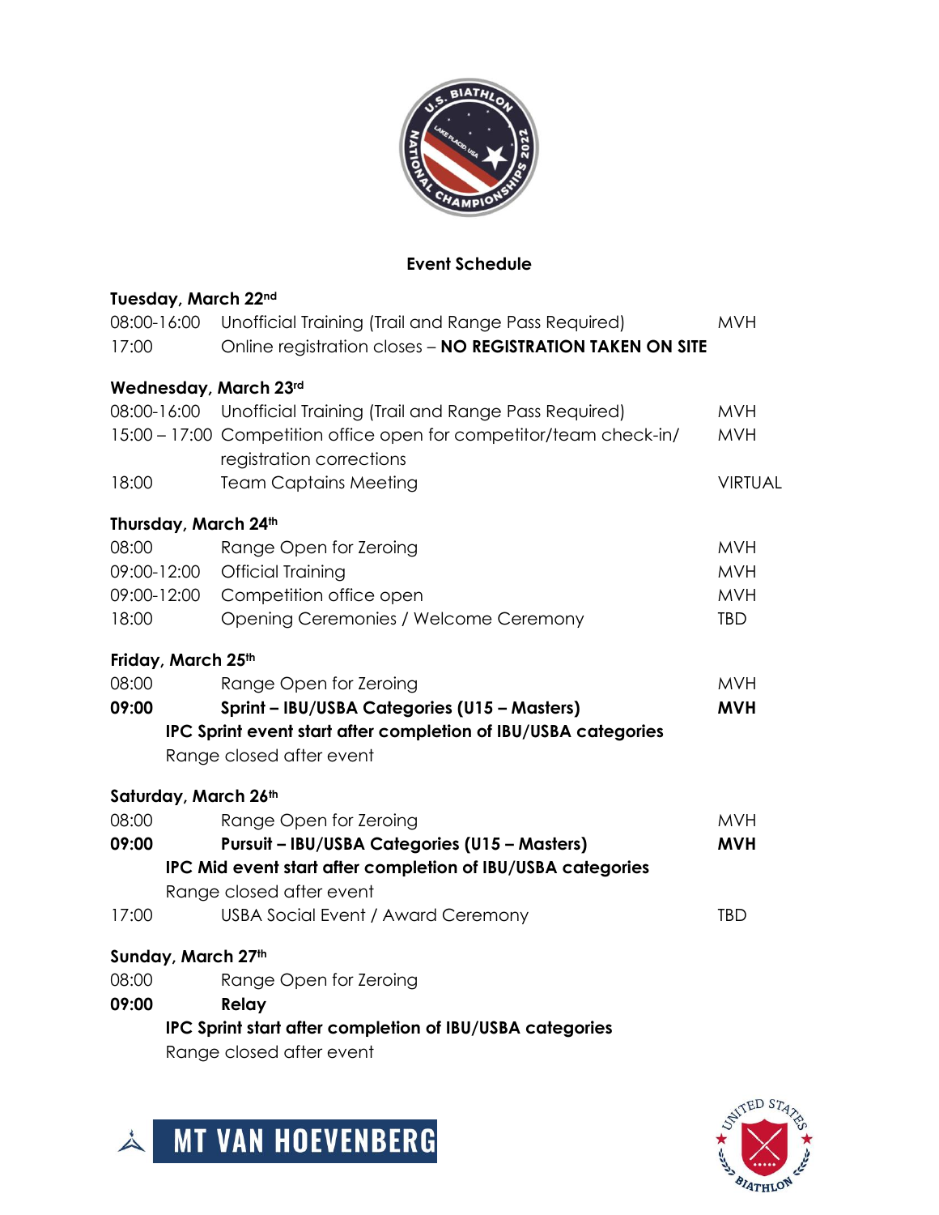## Event Schedule

**Tuesday, March 22nd**

| | | |
|---|---|---|
| 08:00-16:00 | Unofficial Training (Trail and Range Pass Required) | MVH |
| 17:00 | Online registration closes – **NO REGISTRATION TAKEN ON SITE** | |

**Wednesday, March 23rd**

| | | |
|---|---|---|
| 08:00-16:00 | Unofficial Training (Trail and Range Pass Required) | MVH |
| 15:00 – 17:00 | Competition office open for competitor/team check-in/ registration corrections | MVH |
| 18:00 | Team Captains Meeting | VIRTUAL |

**Thursday, March 24th**

| | | |
|---|---|---|
| 08:00 | Range Open for Zeroing | MVH |
| 09:00-12:00 | Official Training | MVH |
| 09:00-12:00 | Competition office open | MVH |
| 18:00 | Opening Ceremonies / Welcome Ceremony | TBD |

**Friday, March 25th**

| | | |
|---|---|---|
| 08:00 | Range Open for Zeroing | MVH |
| **09:00** | **Sprint – IBU/USBA Categories (U15 – Masters)** | **MVH** |
| | **IPC Sprint event start after completion of IBU/USBA categories** | |
| | Range closed after event | |

**Saturday, March 26th**

| | | |
|---|---|---|
| 08:00 | Range Open for Zeroing | MVH |
| **09:00** | **Pursuit – IBU/USBA Categories (U15 – Masters)** | **MVH** |
| | **IPC Mid event start after completion of IBU/USBA categories** | |
| | Range closed after event | |
| 17:00 | USBA Social Event / Award Ceremony | TBD |

**Sunday, March 27th**

| | | |
|---|---|---|
| 08:00 | Range Open for Zeroing | |
| **09:00** | **Relay** | |
| | **IPC Sprint start after completion of IBU/USBA categories** | |
| | Range closed after event | |

MT VAN HOEVENBERG